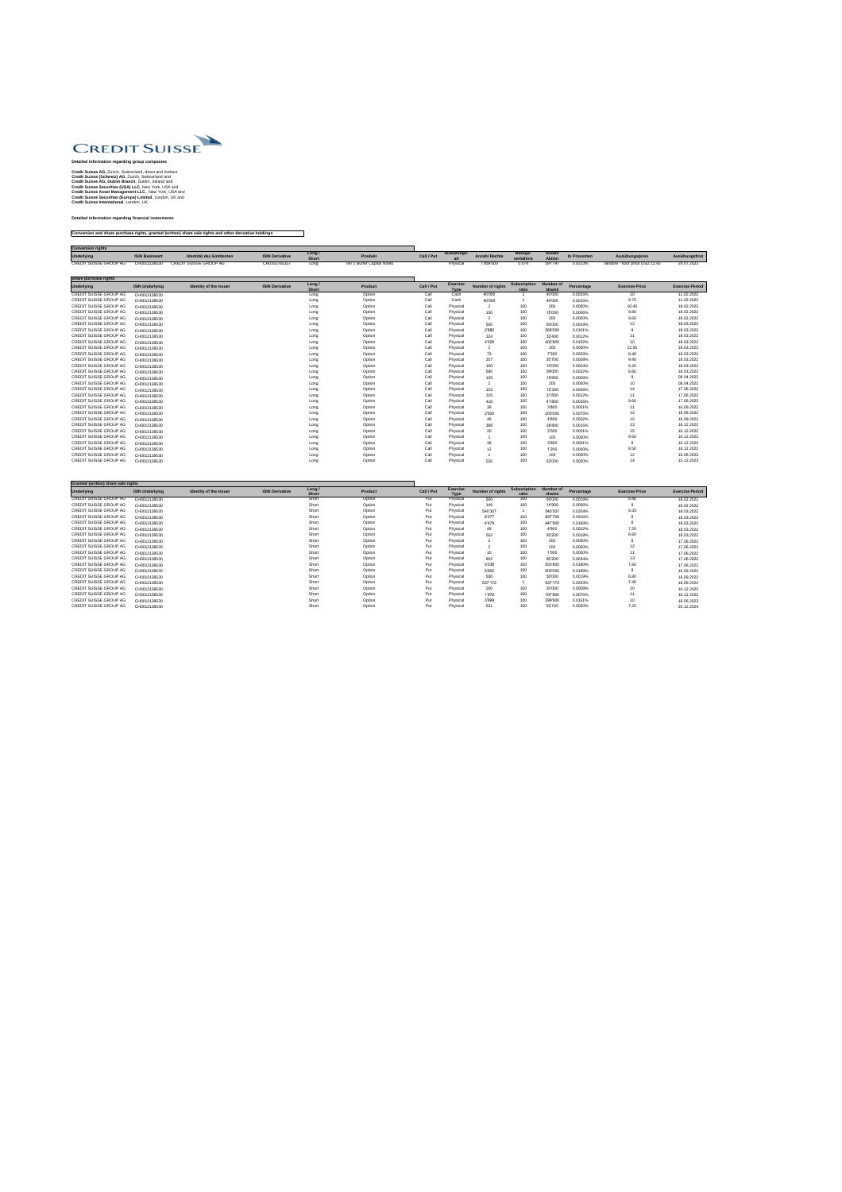# CREDIT SUISSE

**Detailed information regarding group companies**

**Credit Suisse AG**, Zurich, Switzerland, direct and indirect
**Credit Suisse (Schweiz) AG**, Zurich, Switzerland and
**Credit Suisse AG, Dublin Branch**, Dublin, Ireland and
**Credit Suisse Securities (USA) LLC**, New York, USA and
**Credit Suisse Asset Management LLC**, New York, USA and
**Credit Suisse Securities (Europe) Limited**, London, UK and
**Credit Suisse International**, London, UK.

**Detailed information regarding financial instruments**

**Conversion and share purchase rights, granted (written) share sale rights and other derivative holdings**

**Conversion rights**

| Underlying | ISIN Basiswert | Identität des Emittenten | ISIN Derivative | Long / Short | Produkt | Call / Put | Ausübungs-art | Anzahl Rechte | Bezugs-verhältnis | Anzahl Aktien | In Prozenten | Ausübungspreis | Ausübungsfrist |
|---|---|---|---|---|---|---|---|---|---|---|---|---|---|
| CREDIT SUISSE GROUP AG | CH0012138530 | CREDIT SUISSE GROUP AG | CH0352765157 | Long | Tier 1 Buffer Capital Notes | | Physical | 7'959'000 | 0.074 | 591'747 | 0.0233% | Variable - floor price USD 13.45 | 29.07.2022 |

**Share purchase rights**

| Underlying | ISIN Underlying | Identity of the Issuer | ISIN Derivative | Long / Short | Product | Call / Put | Exercise Type | Number of rights | Subscription ratio | Number of shares | Percentage | Exercise Price | Exercise Period |
|---|---|---|---|---|---|---|---|---|---|---|---|---|---|
| CREDIT SUISSE GROUP AG | CH0012138530 | | | Long | Option | Call | Cash | 40'000 | 1 | 40'000 | 0.0015% | 10 | 11.02.2022 |
| CREDIT SUISSE GROUP AG | CH0012138530 | | | Long | Option | Call | Cash | 40'000 | 1 | 40'000 | 0.0015% | 9.75 | 11.02.2022 |
| CREDIT SUISSE GROUP AG | CH0012138530 | | | Long | Option | Call | Physical | 2 | 100 | 200 | 0.0000% | 10.40 | 18.02.2022 |
| CREDIT SUISSE GROUP AG | CH0012138530 | | | Long | Option | Call | Physical | 150 | 100 | 15'000 | 0.0006% | 9.80 | 18.02.2022 |
| CREDIT SUISSE GROUP AG | CH0012138530 | | | Long | Option | Call | Physical | 2 | 100 | 200 | 0.0000% | 9.60 | 18.02.2022 |
| CREDIT SUISSE GROUP AG | CH0012138530 | | | Long | Option | Call | Physical | 500 | 100 | 50'000 | 0.0019% | 12 | 18.03.2022 |
| CREDIT SUISSE GROUP AG | CH0012138530 | | | Long | Option | Call | Physical | 2'680 | 100 | 268'000 | 0.0101% | 9 | 18.03.2022 |
| CREDIT SUISSE GROUP AG | CH0012138530 | | | Long | Option | Call | Physical | 324 | 100 | 32'400 | 0.0012% | 11 | 18.03.2022 |
| CREDIT SUISSE GROUP AG | CH0012138530 | | | Long | Option | Call | Physical | 4'028 | 100 | 402'800 | 0.0152% | 10 | 18.03.2022 |
| CREDIT SUISSE GROUP AG | CH0012138530 | | | Long | Option | Call | Physical | 2 | 100 | 200 | 0.0000% | 12.50 | 18.03.2022 |
| CREDIT SUISSE GROUP AG | CH0012138530 | | | Long | Option | Call | Physical | 73 | 100 | 7'300 | 0.0003% | 8.40 | 18.03.2022 |
| CREDIT SUISSE GROUP AG | CH0012138530 | | | Long | Option | Call | Physical | 207 | 100 | 20'700 | 0.0008% | 9.40 | 18.03.2022 |
| CREDIT SUISSE GROUP AG | CH0012138530 | | | Long | Option | Call | Physical | 100 | 100 | 10'000 | 0.0004% | 9.20 | 18.03.2022 |
| CREDIT SUISSE GROUP AG | CH0012138530 | | | Long | Option | Call | Physical | 590 | 100 | 59'000 | 0.0022% | 8.60 | 18.03.2022 |
| CREDIT SUISSE GROUP AG | CH0012138530 | | | Long | Option | Call | Physical | 159 | 100 | 15'900 | 0.0006% | 9 | 08.04.2022 |
| CREDIT SUISSE GROUP AG | CH0012138530 | | | Long | Option | Call | Physical | 2 | 100 | 200 | 0.0000% | 10 | 08.04.2022 |
| CREDIT SUISSE GROUP AG | CH0012138530 | | | Long | Option | Call | Physical | 153 | 100 | 15'300 | 0.0006% | 14 | 17.06.2022 |
| CREDIT SUISSE GROUP AG | CH0012138530 | | | Long | Option | Call | Physical | 315 | 100 | 31'500 | 0.0012% | 11 | 17.06.2022 |
| CREDIT SUISSE GROUP AG | CH0012138530 | | | Long | Option | Call | Physical | 418 | 100 | 41'800 | 0.0016% | 9.60 | 17.06.2022 |
| CREDIT SUISSE GROUP AG | CH0012138530 | | | Long | Option | Call | Physical | 38 | 100 | 3'800 | 0.0001% | 11 | 16.09.2022 |
| CREDIT SUISSE GROUP AG | CH0012138530 | | | Long | Option | Call | Physical | 2'000 | 100 | 200'000 | 0.0075% | 12 | 16.09.2022 |
| CREDIT SUISSE GROUP AG | CH0012138530 | | | Long | Option | Call | Physical | 46 | 100 | 4'600 | 0.0002% | 10 | 16.09.2022 |
| CREDIT SUISSE GROUP AG | CH0012138530 | | | Long | Option | Call | Physical | 388 | 100 | 38'800 | 0.0015% | 13 | 16.12.2022 |
| CREDIT SUISSE GROUP AG | CH0012138530 | | | Long | Option | Call | Physical | 20 | 100 | 2'000 | 0.0001% | 15 | 16.12.2022 |
| CREDIT SUISSE GROUP AG | CH0012138530 | | | Long | Option | Call | Physical | 1 | 100 | 100 | 0.0000% | 9.50 | 16.12.2022 |
| CREDIT SUISSE GROUP AG | CH0012138530 | | | Long | Option | Call | Physical | 39 | 100 | 3'900 | 0.0001% | 9 | 16.12.2022 |
| CREDIT SUISSE GROUP AG | CH0012138530 | | | Long | Option | Call | Physical | 12 | 100 | 1'200 | 0.0000% | 8.50 | 16.12.2022 |
| CREDIT SUISSE GROUP AG | CH0012138530 | | | Long | Option | Call | Physical | 1 | 100 | 100 | 0.0000% | 12 | 16.06.2023 |
| CREDIT SUISSE GROUP AG | CH0012138530 | | | Long | Option | Call | Physical | 520 | 100 | 52'000 | 0.0020% | 14 | 15.12.2023 |

**Granted (written) share sale rights**

| Underlying | ISIN Underlying | Identity of the Issuer | ISIN Derivative | Long / Short | Product | Call / Put | Exercise Type | Number of rights | Subscription ratio | Number of shares | Percentage | Exercise Price | Exercise Period |
|---|---|---|---|---|---|---|---|---|---|---|---|---|---|
| CREDIT SUISSE GROUP AG | CH0012138530 | | | Short | Option | Put | Physical | 500 | 100 | 50'000 | 0.0019% | 8.40 | 18.02.2022 |
| CREDIT SUISSE GROUP AG | CH0012138530 | | | Short | Option | Put | Physical | 149 | 100 | 14'900 | 0.0006% | 9 | 18.02.2022 |
| CREDIT SUISSE GROUP AG | CH0012138530 | | | Short | Option | Put | Physical | 540'307 | 1 | 540'307 | 0.0204% | 8.33 | 18.03.2022 |
| CREDIT SUISSE GROUP AG | CH0012138530 | | | Short | Option | Put | Physical | 8'377 | 100 | 837'700 | 0.0316% | 9 | 18.03.2022 |
| CREDIT SUISSE GROUP AG | CH0012138530 | | | Short | Option | Put | Physical | 4'479 | 100 | 447'900 | 0.0169% | 8 | 18.03.2022 |
| CREDIT SUISSE GROUP AG | CH0012138530 | | | Short | Option | Put | Physical | 49 | 100 | 4'900 | 0.0002% | 7.20 | 18.03.2022 |
| CREDIT SUISSE GROUP AG | CH0012138530 | | | Short | Option | Put | Physical | 502 | 100 | 50'200 | 0.0019% | 8.60 | 18.03.2022 |
| CREDIT SUISSE GROUP AG | CH0012138530 | | | Short | Option | Put | Physical | 2 | 100 | 200 | 0.0000% | 8 | 17.06.2022 |
| CREDIT SUISSE GROUP AG | CH0012138530 | | | Short | Option | Put | Physical | 2 | 100 | 200 | 0.0000% | 12 | 17.06.2022 |
| CREDIT SUISSE GROUP AG | CH0012138530 | | | Short | Option | Put | Physical | 10 | 100 | 1'000 | 0.0000% | 11 | 17.06.2022 |
| CREDIT SUISSE GROUP AG | CH0012138530 | | | Short | Option | Put | Physical | 902 | 100 | 90'200 | 0.0034% | 13 | 17.06.2022 |
| CREDIT SUISSE GROUP AG | CH0012138530 | | | Short | Option | Put | Physical | 5'038 | 100 | 503'800 | 0.0190% | 7.60 | 17.06.2022 |
| CREDIT SUISSE GROUP AG | CH0012138530 | | | Short | Option | Put | Physical | 5'000 | 100 | 500'000 | 0.0189% | 8 | 16.09.2022 |
| CREDIT SUISSE GROUP AG | CH0012138530 | | | Short | Option | Put | Physical | 500 | 100 | 50'000 | 0.0019% | 6.80 | 16.09.2022 |
| CREDIT SUISSE GROUP AG | CH0012138530 | | | Short | Option | Put | Physical | 537'172 | 1 | 537'172 | 0.0203% | 7.45 | 16.09.2022 |
| CREDIT SUISSE GROUP AG | CH0012138530 | | | Short | Option | Put | Physical | 200 | 100 | 20'000 | 0.0008% | 20 | 16.12.2022 |
| CREDIT SUISSE GROUP AG | CH0012138530 | | | Short | Option | Put | Physical | 1'978 | 100 | 197'800 | 0.0075% | 11 | 16.12.2022 |
| CREDIT SUISSE GROUP AG | CH0012138530 | | | Short | Option | Put | Physical | 3'999 | 100 | 399'900 | 0.0151% | 10 | 16.06.2023 |
| CREDIT SUISSE GROUP AG | CH0012138530 | | | Short | Option | Put | Physical | 531 | 100 | 53'100 | 0.0020% | 7.20 | 20.12.2024 |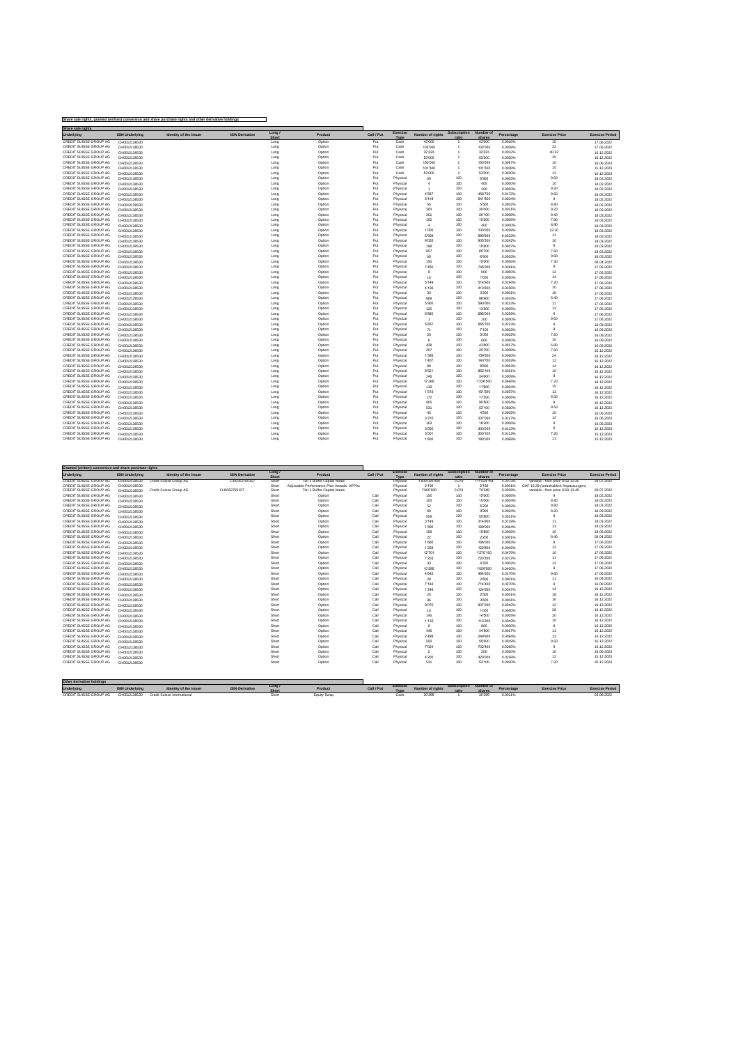**Share sale rights, granted (written) conversion and share purchase rights and other derivative holdings**

**Share sale rights**

| Underlying | ISIN Underlying | Identity of the Issuer | ISIN Derivative | Long / Short | Product | Call / Put | Exercise Type | Number of rights | Subscription ratio | Number of shares | Percentage | Exercise Price | Exercise Period |
|---|---|---|---|---|---|---|---|---|---|---|---|---|---|
| CREDIT SUISSE GROUP AG | CH0012138530 | | | Long | Option | Put | Cash | 43'000 | 1 | 43'000 | 0.0016% | 15 | 17.06.2022 |
| CREDIT SUISSE GROUP AG | CH0012138530 | | | Long | Option | Put | Cash | 102'000 | 1 | 102'000 | 0.0038% | 22 | 17.06.2022 |
| CREDIT SUISSE GROUP AG | CH0012138530 | | | Long | Option | Put | Cash | 32'223 | 1 | 32'223 | 0.0012% | 40.32 | 16.12.2022 |
| CREDIT SUISSE GROUP AG | CH0012138530 | | | Long | Option | Put | Cash | 53'000 | 1 | 53'000 | 0.0020% | 15 | 16.12.2022 |
| CREDIT SUISSE GROUP AG | CH0012138530 | | | Long | Option | Put | Cash | 150'000 | 1 | 150'000 | 0.0057% | 10 | 16.06.2023 |
| CREDIT SUISSE GROUP AG | CH0012138530 | | | Long | Option | Put | Cash | 101'500 | 1 | 101'500 | 0.0038% | 15 | 15.12.2023 |
| CREDIT SUISSE GROUP AG | CH0012138530 | | | Long | Option | Put | Cash | 53'000 | 1 | 53'000 | 0.0020% | 13 | 15.12.2023 |
| CREDIT SUISSE GROUP AG | CH0012138530 | | | Long | Option | Put | Physical | 69 | 100 | 6'900 | 0.0003% | 9.60 | 18.02.2022 |
| CREDIT SUISSE GROUP AG | CH0012138530 | | | Long | Option | Put | Physical | 4 | 100 | 400 | 0.0000% | 10 | 18.02.2022 |
| CREDIT SUISSE GROUP AG | CH0012138530 | | | Long | Option | Put | Physical | 1 | 100 | 100 | 0.0000% | 9.20 | 18.02.2022 |
| CREDIT SUISSE GROUP AG | CH0012138530 | | | Long | Option | Put | Physical | 4'567 | 100 | 456'700 | 0.0172% | 8.60 | 18.02.2022 |
| CREDIT SUISSE GROUP AG | CH0012138530 | | | Long | Option | Put | Physical | 5'418 | 100 | 541'800 | 0.0204% | 8 | 18.02.2022 |
| CREDIT SUISSE GROUP AG | CH0012138530 | | | Long | Option | Put | Physical | 55 | 100 | 5'500 | 0.0002% | 8.80 | 18.02.2022 |
| CREDIT SUISSE GROUP AG | CH0012138530 | | | Long | Option | Put | Physical | 300 | 100 | 30'000 | 0.0011% | 9.20 | 18.03.2022 |
| CREDIT SUISSE GROUP AG | CH0012138530 | | | Long | Option | Put | Physical | 201 | 100 | 20'100 | 0.0008% | 9.40 | 18.03.2022 |
| CREDIT SUISSE GROUP AG | CH0012138530 | | | Long | Option | Put | Physical | 152 | 100 | 15'200 | 0.0006% | 7.80 | 18.03.2022 |
| CREDIT SUISSE GROUP AG | CH0012138530 | | | Long | Option | Put | Physical | 4 | 100 | 400 | 0.0000% | 8.80 | 18.03.2022 |
| CREDIT SUISSE GROUP AG | CH0012138530 | | | Long | Option | Put | Physical | 1'000 | 100 | 100'000 | 0.0038% | 12.20 | 18.03.2022 |
| CREDIT SUISSE GROUP AG | CH0012138530 | | | Long | Option | Put | Physical | 5'906 | 100 | 590'600 | 0.0223% | 11 | 18.03.2022 |
| CREDIT SUISSE GROUP AG | CH0012138530 | | | Long | Option | Put | Physical | 9'055 | 100 | 905'500 | 0.0342% | 10 | 18.03.2022 |
| CREDIT SUISSE GROUP AG | CH0012138530 | | | Long | Option | Put | Physical | 198 | 100 | 19'800 | 0.0007% | 8 | 18.03.2022 |
| CREDIT SUISSE GROUP AG | CH0012138530 | | | Long | Option | Put | Physical | 657 | 100 | 65'700 | 0.0025% | 7.60 | 18.03.2022 |
| CREDIT SUISSE GROUP AG | CH0012138530 | | | Long | Option | Put | Physical | 69 | 100 | 6'900 | 0.0003% | 9.60 | 18.03.2022 |
| CREDIT SUISSE GROUP AG | CH0012138530 | | | Long | Option | Put | Physical | 150 | 100 | 15'000 | 0.0006% | 7.30 | 08.04.2022 |
| CREDIT SUISSE GROUP AG | CH0012138530 | | | Long | Option | Put | Physical | 7'450 | 100 | 745'000 | 0.0281% | 8 | 17.06.2022 |
| CREDIT SUISSE GROUP AG | CH0012138530 | | | Long | Option | Put | Physical | 9 | 100 | 900 | 0.0000% | 12 | 17.06.2022 |
| CREDIT SUISSE GROUP AG | CH0012138530 | | | Long | Option | Put | Physical | 10 | 100 | 1'000 | 0.0000% | 14 | 17.06.2022 |
| CREDIT SUISSE GROUP AG | CH0012138530 | | | Long | Option | Put | Physical | 5'149 | 100 | 514'900 | 0.0194% | 7.20 | 17.06.2022 |
| CREDIT SUISSE GROUP AG | CH0012138530 | | | Long | Option | Put | Physical | 4'138 | 100 | 413'800 | 0.0156% | 10 | 17.06.2022 |
| CREDIT SUISSE GROUP AG | CH0012138530 | | | Long | Option | Put | Physical | 33 | 100 | 3'300 | 0.0001% | 18 | 17.06.2022 |
| CREDIT SUISSE GROUP AG | CH0012138530 | | | Long | Option | Put | Physical | 869 | 100 | 86'900 | 0.0033% | 6.40 | 17.06.2022 |
| CREDIT SUISSE GROUP AG | CH0012138530 | | | Long | Option | Put | Physical | 5'900 | 100 | 590'000 | 0.0223% | 11 | 17.06.2022 |
| CREDIT SUISSE GROUP AG | CH0012138530 | | | Long | Option | Put | Physical | 125 | 100 | 12'500 | 0.0005% | 13 | 17.06.2022 |
| CREDIT SUISSE GROUP AG | CH0012138530 | | | Long | Option | Put | Physical | 6'880 | 100 | 688'000 | 0.0259% | 9 | 17.06.2022 |
| CREDIT SUISSE GROUP AG | CH0012138530 | | | Long | Option | Put | Physical | 1 | 100 | 100 | 0.0000% | 9.60 | 17.06.2022 |
| CREDIT SUISSE GROUP AG | CH0012138530 | | | Long | Option | Put | Physical | 5'657 | 100 | 565'700 | 0.0213% | 9 | 16.09.2022 |
| CREDIT SUISSE GROUP AG | CH0012138530 | | | Long | Option | Put | Physical | 71 | 100 | 7'100 | 0.0003% | 8 | 16.09.2022 |
| CREDIT SUISSE GROUP AG | CH0012138530 | | | Long | Option | Put | Physical | 50 | 100 | 5'000 | 0.0002% | 7.20 | 16.09.2022 |
| CREDIT SUISSE GROUP AG | CH0012138530 | | | Long | Option | Put | Physical | 6 | 100 | 600 | 0.0000% | 10 | 16.09.2022 |
| CREDIT SUISSE GROUP AG | CH0012138530 | | | Long | Option | Put | Physical | 438 | 100 | 43'800 | 0.0017% | 6.80 | 16.09.2022 |
| CREDIT SUISSE GROUP AG | CH0012138530 | | | Long | Option | Put | Physical | 207 | 100 | 20'700 | 0.0008% | 7.60 | 16.12.2022 |
| CREDIT SUISSE GROUP AG | CH0012138530 | | | Long | Option | Put | Physical | 1'595 | 100 | 159'500 | 0.0060% | 24 | 16.12.2022 |
| CREDIT SUISSE GROUP AG | CH0012138530 | | | Long | Option | Put | Physical | 1'407 | 100 | 140'700 | 0.0053% | 12 | 16.12.2022 |
| CREDIT SUISSE GROUP AG | CH0012138530 | | | Long | Option | Put | Physical | 88 | 100 | 8'800 | 0.0003% | 14 | 16.12.2022 |
| CREDIT SUISSE GROUP AG | CH0012138530 | | | Long | Option | Put | Physical | 8'521 | 100 | 852'100 | 0.0321% | 10 | 16.12.2022 |
| CREDIT SUISSE GROUP AG | CH0012138530 | | | Long | Option | Put | Physical | 246 | 100 | 24'600 | 0.0009% | 8 | 16.12.2022 |
| CREDIT SUISSE GROUP AG | CH0012138530 | | | Long | Option | Put | Physical | 12'365 | 100 | 1'236'500 | 0.0466% | 7.20 | 16.12.2022 |
| CREDIT SUISSE GROUP AG | CH0012138530 | | | Long | Option | Put | Physical | 119 | 100 | 11'900 | 0.0004% | 15 | 16.12.2022 |
| CREDIT SUISSE GROUP AG | CH0012138530 | | | Long | Option | Put | Physical | 1'515 | 100 | 151'500 | 0.0057% | 13 | 16.12.2022 |
| CREDIT SUISSE GROUP AG | CH0012138530 | | | Long | Option | Put | Physical | 172 | 100 | 17'200 | 0.0006% | 9.50 | 16.12.2022 |
| CREDIT SUISSE GROUP AG | CH0012138530 | | | Long | Option | Put | Physical | 905 | 100 | 90'500 | 0.0034% | 9 | 16.12.2022 |
| CREDIT SUISSE GROUP AG | CH0012138530 | | | Long | Option | Put | Physical | 531 | 100 | 53'100 | 0.0020% | 8.50 | 16.12.2022 |
| CREDIT SUISSE GROUP AG | CH0012138530 | | | Long | Option | Put | Physical | 45 | 100 | 4'500 | 0.0002% | 10 | 16.06.2023 |
| CREDIT SUISSE GROUP AG | CH0012138530 | | | Long | Option | Put | Physical | 3'370 | 100 | 337'000 | 0.0127% | 12 | 16.06.2023 |
| CREDIT SUISSE GROUP AG | CH0012138530 | | | Long | Option | Put | Physical | 163 | 100 | 16'300 | 0.0006% | 8 | 16.06.2023 |
| CREDIT SUISSE GROUP AG | CH0012138530 | | | Long | Option | Put | Physical | 3'000 | 100 | 300'000 | 0.0113% | 8 | 15.12.2023 |
| CREDIT SUISSE GROUP AG | CH0012138530 | | | Long | Option | Put | Physical | 3'001 | 100 | 300'100 | 0.0113% | 7.20 | 15.12.2023 |
| CREDIT SUISSE GROUP AG | CH0012138530 | | | Long | Option | Put | Physical | 1'800 | 100 | 180'000 | 0.0068% | 11 | 15.12.2023 |

**Granted (written) conversion and share purchase rights**

| Underlying | ISIN Underlying | Identity of the Issuer | ISIN Derivative | Long / Short | Product | Call / Put | Exercise Type | Number of rights | Subscription ratio | Number of shares | Percentage | Exercise Price | Exercise Period |
|---|---|---|---|---|---|---|---|---|---|---|---|---|---|
| CREDIT SUISSE GROUP AG | CH0012138530 | Credit Suisse Group AG | CH0352765157 | Short | Tier 1 Buffer Capital Notes | | Physical | 1'500'000'000 | 0.074 | 111'524'164 | 4.2073% | variable - floor price USD 13.45 | 29.07.2022 |
| CREDIT SUISSE GROUP AG | CH0012138530 | | | Short | Adjustable Performance Plan Awards, APPAs | | Physical | 2'192 | 1 | 2'192 | 0.0001% | CHF 16.29 (vorbehaltlich Anpassungen) | |
| CREDIT SUISSE GROUP AG | CH0012138530 | Credit Suisse Group AG | CH0352765157 | Short | Tier 1 Buffer Capital Notes | | Physical | 1'000'000 | 0.074 | 74'349 | 0.0028% | variable - floor price USD 13.45 | 29.07.2022 |
| CREDIT SUISSE GROUP AG | CH0012138530 | | | Short | Option | Call | Physical | 150 | 100 | 15'000 | 0.0006% | 9 | 18.02.2022 |
| CREDIT SUISSE GROUP AG | CH0012138530 | | | Short | Option | Call | Physical | 100 | 100 | 10'000 | 0.0004% | 8.80 | 18.02.2022 |
| CREDIT SUISSE GROUP AG | CH0012138530 | | | Short | Option | Call | Physical | 52 | 100 | 5'200 | 0.0002% | 9.80 | 18.03.2022 |
| CREDIT SUISSE GROUP AG | CH0012138530 | | | Short | Option | Call | Physical | 99 | 100 | 9'900 | 0.0004% | 9.20 | 18.03.2022 |
| CREDIT SUISSE GROUP AG | CH0012138530 | | | Short | Option | Call | Physical | 558 | 100 | 55'800 | 0.0021% | 9 | 18.03.2022 |
| CREDIT SUISSE GROUP AG | CH0012138530 | | | Short | Option | Call | Physical | 3'149 | 100 | 314'900 | 0.0119% | 11 | 18.03.2022 |
| CREDIT SUISSE GROUP AG | CH0012138530 | | | Short | Option | Call | Physical | 1'690 | 100 | 169'000 | 0.0064% | 13 | 18.03.2022 |
| CREDIT SUISSE GROUP AG | CH0012138530 | | | Short | Option | Call | Physical | 158 | 100 | 15'800 | 0.0006% | 10 | 18.03.2022 |
| CREDIT SUISSE GROUP AG | CH0012138530 | | | Short | Option | Call | Physical | 22 | 100 | 2'200 | 0.0001% | 8.40 | 08.04.2022 |
| CREDIT SUISSE GROUP AG | CH0012138530 | | | Short | Option | Call | Physical | 1'660 | 100 | 166'000 | 0.0063% | 8 | 17.06.2022 |
| CREDIT SUISSE GROUP AG | CH0012138530 | | | Short | Option | Call | Physical | 1'228 | 100 | 122'800 | 0.0046% | 12 | 17.06.2022 |
| CREDIT SUISSE GROUP AG | CH0012138530 | | | Short | Option | Call | Physical | 12'701 | 100 | 1'270'100 | 0.0479% | 10 | 17.06.2022 |
| CREDIT SUISSE GROUP AG | CH0012138530 | | | Short | Option | Call | Physical | 7'203 | 100 | 720'300 | 0.0272% | 11 | 17.06.2022 |
| CREDIT SUISSE GROUP AG | CH0012138530 | | | Short | Option | Call | Physical | 43 | 100 | 4'300 | 0.0002% | 13 | 17.06.2022 |
| CREDIT SUISSE GROUP AG | CH0012138530 | | | Short | Option | Call | Physical | 10'595 | 100 | 1'059'500 | 0.0400% | 9 | 17.06.2022 |
| CREDIT SUISSE GROUP AG | CH0012138530 | | | Short | Option | Call | Physical | 4'642 | 100 | 464'200 | 0.0175% | 9.60 | 17.06.2022 |
| CREDIT SUISSE GROUP AG | CH0012138530 | | | Short | Option | Call | Physical | 28 | 100 | 2'800 | 0.0001% | 11 | 16.09.2022 |
| CREDIT SUISSE GROUP AG | CH0012138530 | | | Short | Option | Call | Physical | 7'144 | 100 | 714'400 | 0.0270% | 9 | 16.09.2022 |
| CREDIT SUISSE GROUP AG | CH0012138530 | | | Short | Option | Call | Physical | 1'249 | 100 | 124'900 | 0.0047% | 14 | 16.12.2022 |
| CREDIT SUISSE GROUP AG | CH0012138530 | | | Short | Option | Call | Physical | 25 | 100 | 2'500 | 0.0001% | 18 | 16.12.2022 |
| CREDIT SUISSE GROUP AG | CH0012138530 | | | Short | Option | Call | Physical | 36 | 100 | 3'600 | 0.0001% | 16 | 16.12.2022 |
| CREDIT SUISSE GROUP AG | CH0012138530 | | | Short | Option | Call | Physical | 9'076 | 100 | 907'600 | 0.0342% | 12 | 16.12.2022 |
| CREDIT SUISSE GROUP AG | CH0012138530 | | | Short | Option | Call | Physical | 10 | 100 | 1'000 | 0.0000% | 28 | 16.12.2022 |
| CREDIT SUISSE GROUP AG | CH0012138530 | | | Short | Option | Call | Physical | 145 | 100 | 14'500 | 0.0005% | 20 | 16.12.2022 |
| CREDIT SUISSE GROUP AG | CH0012138530 | | | Short | Option | Call | Physical | 1'132 | 100 | 113'200 | 0.0043% | 10 | 16.12.2022 |
| CREDIT SUISSE GROUP AG | CH0012138530 | | | Short | Option | Call | Physical | 8 | 100 | 800 | 0.0000% | 8 | 16.12.2022 |
| CREDIT SUISSE GROUP AG | CH0012138530 | | | Short | Option | Call | Physical | 445 | 100 | 44'500 | 0.0017% | 11 | 16.12.2022 |
| CREDIT SUISSE GROUP AG | CH0012138530 | | | Short | Option | Call | Physical | 2'499 | 100 | 249'900 | 0.0094% | 13 | 16.12.2022 |
| CREDIT SUISSE GROUP AG | CH0012138530 | | | Short | Option | Call | Physical | 500 | 100 | 50'000 | 0.0019% | 9.50 | 16.12.2022 |
| CREDIT SUISSE GROUP AG | CH0012138530 | | | Short | Option | Call | Physical | 7'024 | 100 | 702'400 | 0.0265% | 9 | 16.12.2022 |
| CREDIT SUISSE GROUP AG | CH0012138530 | | | Short | Option | Call | Physical | 2 | 100 | 200 | 0.0000% | 10 | 16.06.2023 |
| CREDIT SUISSE GROUP AG | CH0012138530 | | | Short | Option | Call | Physical | 4'200 | 100 | 420'000 | 0.0158% | 12 | 15.12.2023 |
| CREDIT SUISSE GROUP AG | CH0012138530 | | | Short | Option | Call | Physical | 531 | 100 | 53'100 | 0.0020% | 7.20 | 20.12.2024 |

**Other derivative holdings**

| Underlying | ISIN Underlying | Identity of the Issuer | ISIN Derivative | Long / Short | Product | Call / Put | Exercise Type | Number of rights | Subscription ratio | Number of shares | Percentage | Exercise Price | Exercise Period |
|---|---|---|---|---|---|---|---|---|---|---|---|---|---|
| CREDIT SUISSE GROUP AG | CH0012138530 | Credit Suisse International | | Short | Equity Swap | | Cash | 30'399 | 1 | 30'399 | 0.0011% | | 03.08.2022 |